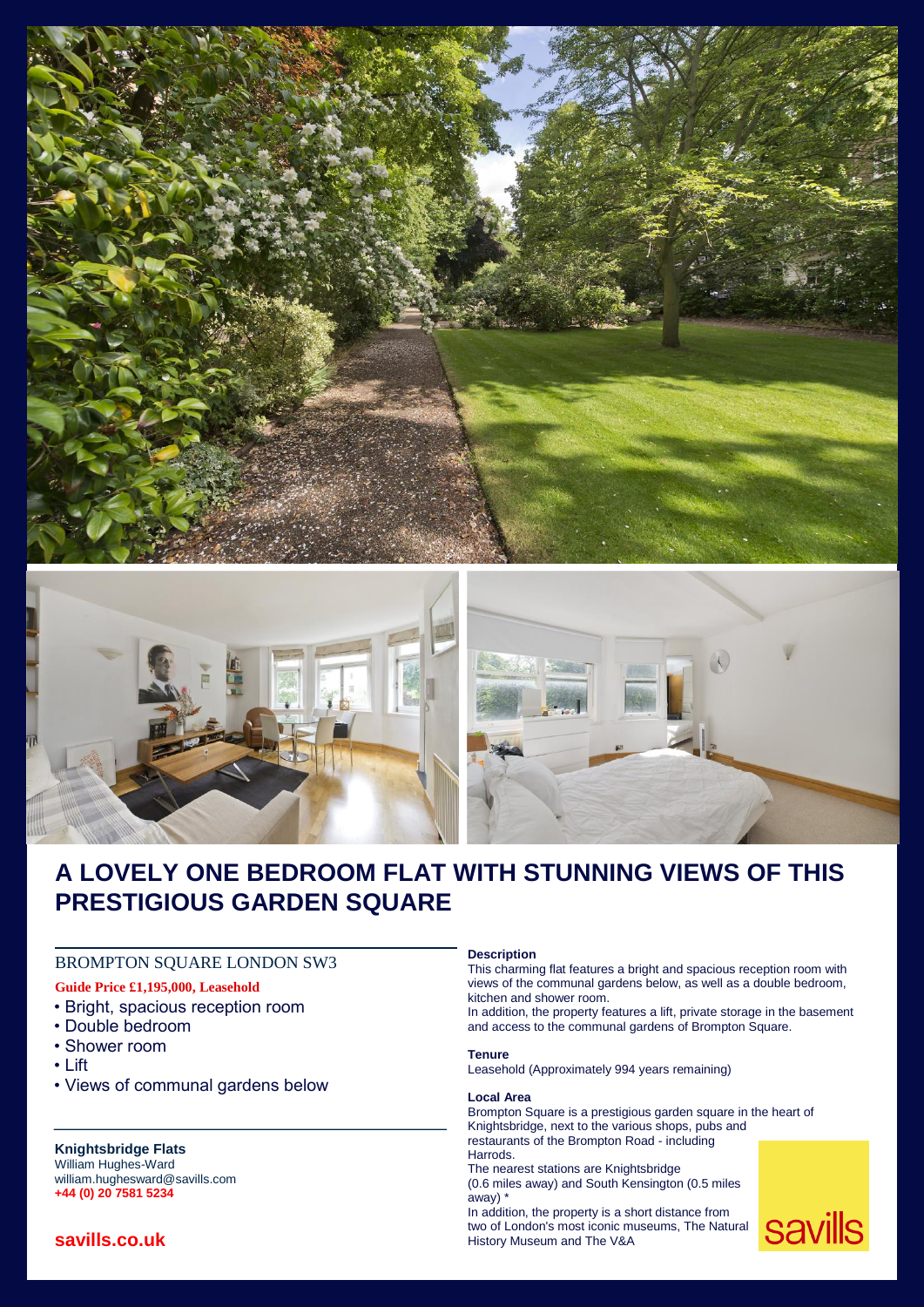# A LOVELY ONE BEDROOM FLAT WITH STUNNING VIEWS OF THIS PRESTIGIOUS GARDEN SQUARE

## BROMPTON SQUARE LONDON SW3

**Guide Price £1,195,000, Leasehold**

- Bright, spacious reception room
- Double bedroom
- Shower room
- Lift
- Views of communal gardens below

**Knightsbridge Flats**
William Hughes-Ward
william.hughesward@savills.com
**+44 (0) 20 7581 5234**

**savills.co.uk**

### Description

This charming flat features a bright and spacious reception room with views of the communal gardens below, as well as a double bedroom, kitchen and shower room.
In addition, the property features a lift, private storage in the basement and access to the communal gardens of Brompton Square.

### Tenure

Leasehold (Approximately 994 years remaining)

### Local Area

Brompton Square is a prestigious garden square in the heart of Knightsbridge, next to the various shops, pubs and restaurants of the Brompton Road - including Harrods.
The nearest stations are Knightsbridge (0.6 miles away) and South Kensington (0.5 miles away) *
In addition, the property is a short distance from two of London's most iconic museums, The Natural History Museum and The V&A

savills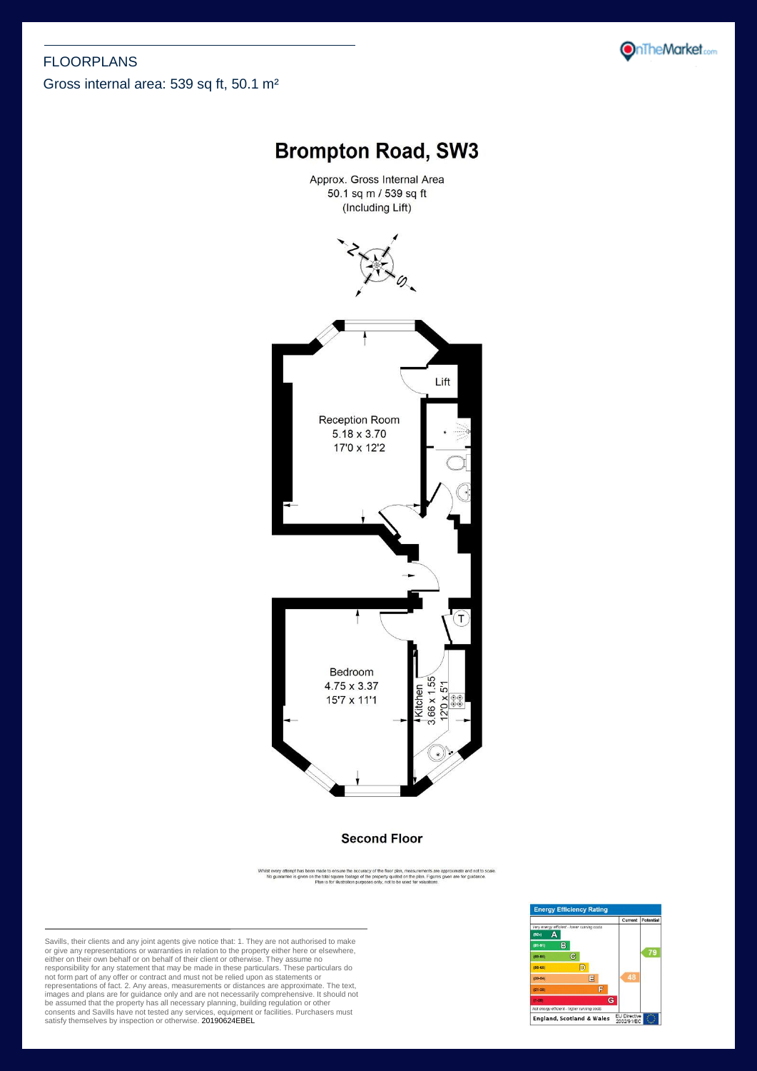FLOORPLANS

Gross internal area: 539 sq ft, 50.1 m²

# Brompton Road, SW3

Approx. Gross Internal Area
50.1 sq m / 539 sq ft
(Including Lift)

Lift

Reception Room
5.18 x 3.70
17'0 x 12'2

T

Bedroom
4.75 x 3.37
15'7 x 11'1

Kitchen
3.66 x 1.55
12'0 x 5'1

**Second Floor**

Whilst every attempt has been made to ensure the accuracy of the floor plan, measurements are approximate and not to scale. No guarantee is given on the total square footage of the property quoted on the plan. Figures given are for guidance. Plan is for illustration purposes only, not to be used for valuations.

Savills, their clients and any joint agents give notice that: 1. They are not authorised to make or give any representations or warranties in relation to the property either here or elsewhere, either on their own behalf or on behalf of their client or otherwise. They assume no responsibility for any statement that may be made in these particulars. These particulars do not form part of any offer or contract and must not be relied upon as statements or representations of fact. 2. Any areas, measurements or distances are approximate. The text, images and plans are for guidance only and are not necessarily comprehensive. It should not be assumed that the property has all necessary planning, building regulation or other consents and Savills have not tested any services, equipment or facilities. Purchasers must satisfy themselves by inspection or otherwise. 20190624EBEL

Energy Efficiency Rating

Current | Potential

Very energy efficient - lower running costs

(92+) A

(81-91) B

(69-80) C

(55-68) D

(39-54) E

(21-38) F

(1-20) G

Not energy efficient - higher running costs

48

79

England, Scotland & Wales

EU Directive 2002/91/EC